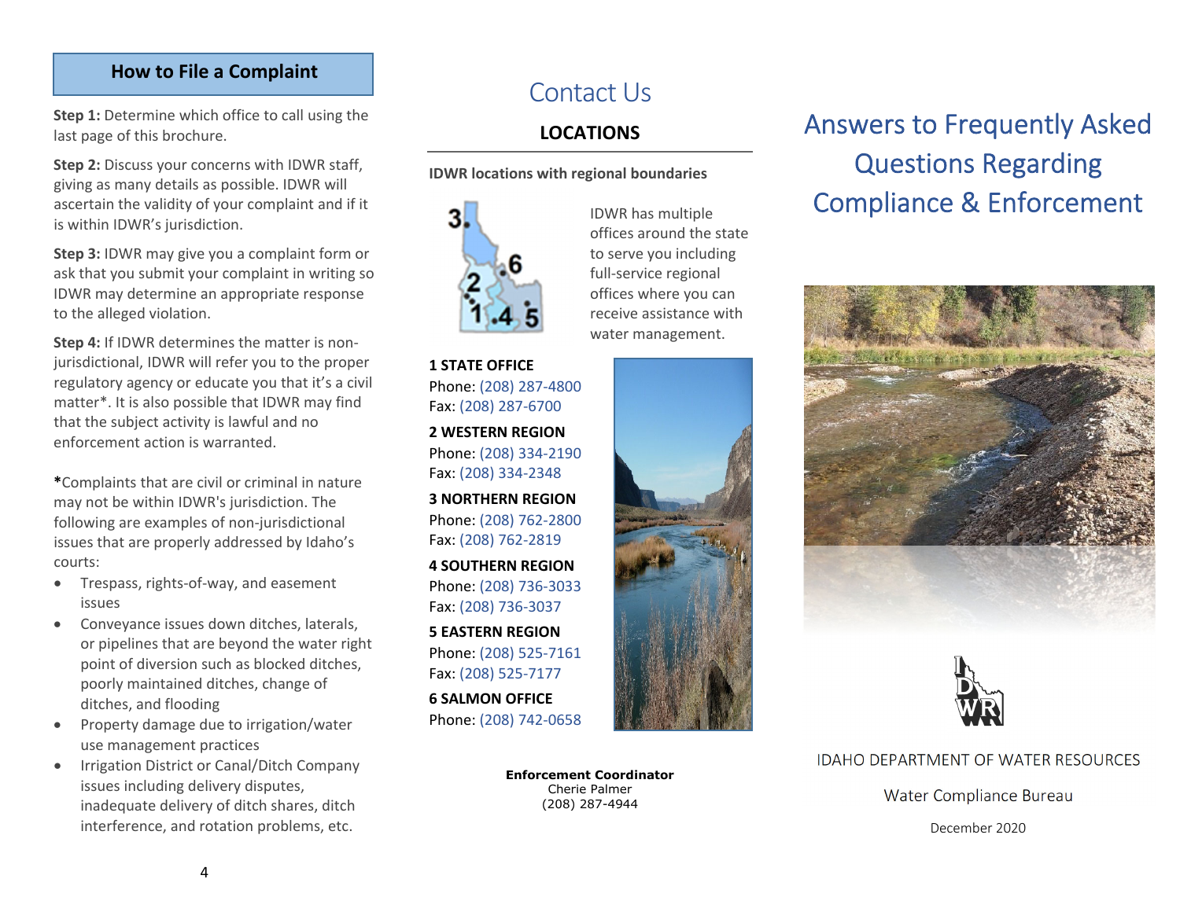## How to File a Complaint

**Step 1:** Determine which office to call using the last page of this brochure.

**Step 2:** Discuss your concerns with IDWR staff, giving as many details as possible. IDWR will ascertain the validity of your complaint and if it is within IDWR's jurisdiction.

**Step 3:** IDWR may give you a complaint form or ask that you submit your complaint in writing so IDWR may determine an appropriate response to the alleged violation.

**Step 4:** If IDWR determines the matter is non-jurisdictional, IDWR will refer you to the proper regulatory agency or educate you that it's a civil matter*. It is also possible that IDWR may find that the subject activity is lawful and no enforcement action is warranted.

***Complaints that are civil or criminal in nature may not be within IDWR's jurisdiction. The following are examples of non-jurisdictional issues that are properly addressed by Idaho's courts:

- Trespass, rights-of-way, and easement issues
- Conveyance issues down ditches, laterals, or pipelines that are beyond the water right point of diversion such as blocked ditches, poorly maintained ditches, change of ditches, and flooding
- Property damage due to irrigation/water use management practices
- Irrigation District or Canal/Ditch Company issues including delivery disputes, inadequate delivery of ditch shares, ditch interference, and rotation problems, etc.

# Contact Us

## LOCATIONS

**IDWR locations with regional boundaries**

IDWR has multiple offices around the state to serve you including full-service regional offices where you can receive assistance with water management.

**1 STATE OFFICE**
Phone: (208) 287-4800
Fax: (208) 287-6700

**2 WESTERN REGION**
Phone: (208) 334-2190
Fax: (208) 334-2348

**3 NORTHERN REGION**
Phone: (208) 762-2800
Fax: (208) 762-2819

**4 SOUTHERN REGION**
Phone: (208) 736-3033
Fax: (208) 736-3037

**5 EASTERN REGION**
Phone: (208) 525-7161
Fax: (208) 525-7177

**6 SALMON OFFICE**
Phone: (208) 742-0658

**Enforcement Coordinator**
Cherie Palmer
(208) 287-4944

# Answers to Frequently Asked Questions Regarding Compliance & Enforcement

IDAHO DEPARTMENT OF WATER RESOURCES

Water Compliance Bureau

December 2020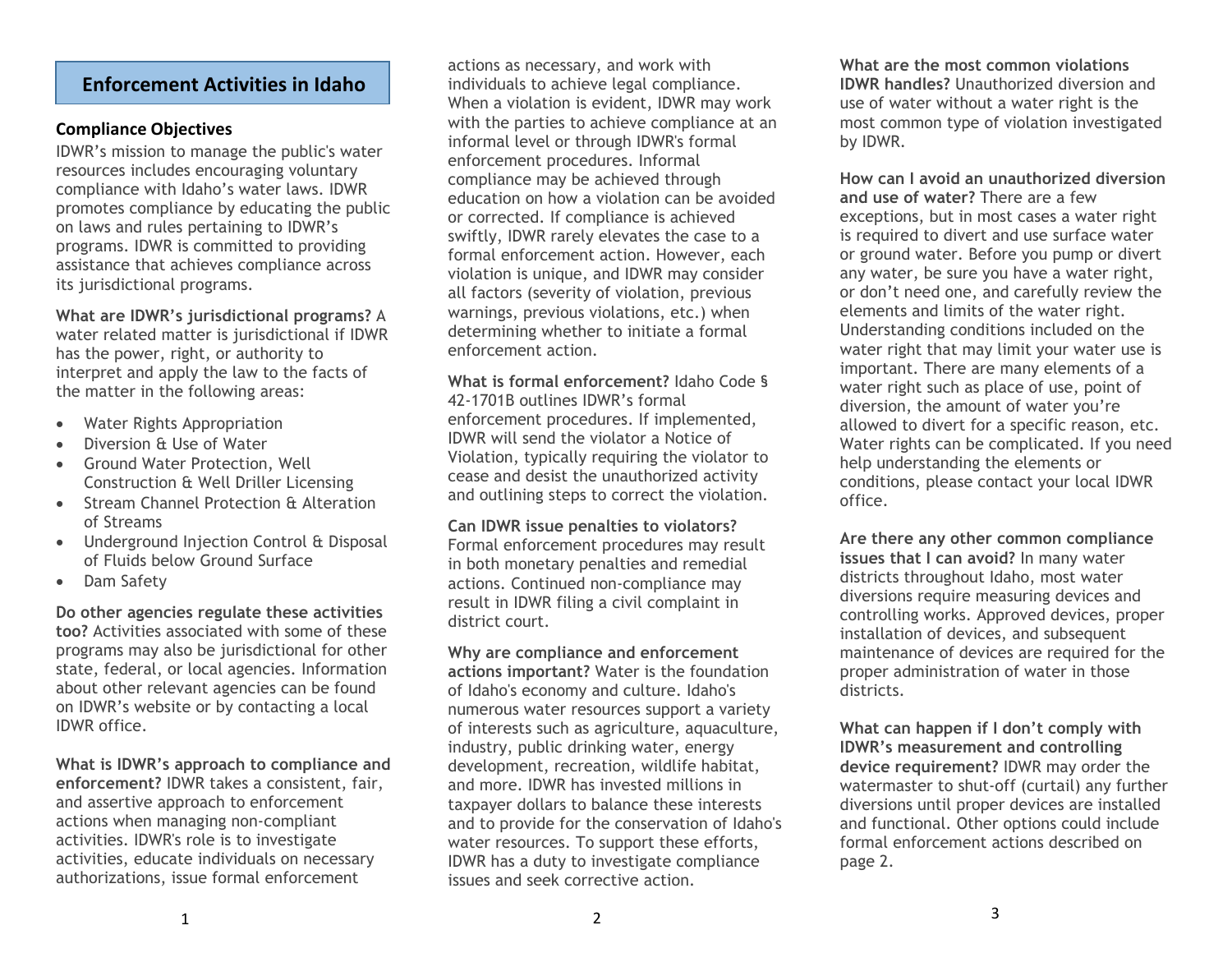## Enforcement Activities in Idaho

### Compliance Objectives

IDWR's mission to manage the public's water resources includes encouraging voluntary compliance with Idaho's water laws. IDWR promotes compliance by educating the public on laws and rules pertaining to IDWR's programs. IDWR is committed to providing assistance that achieves compliance across its jurisdictional programs.

**What are IDWR's jurisdictional programs?** A water related matter is jurisdictional if IDWR has the power, right, or authority to interpret and apply the law to the facts of the matter in the following areas:

- Water Rights Appropriation
- Diversion & Use of Water
- Ground Water Protection, Well Construction & Well Driller Licensing
- Stream Channel Protection & Alteration of Streams
- Underground Injection Control & Disposal of Fluids below Ground Surface
- Dam Safety

**Do other agencies regulate these activities too?** Activities associated with some of these programs may also be jurisdictional for other state, federal, or local agencies. Information about other relevant agencies can be found on IDWR's website or by contacting a local IDWR office.

**What is IDWR's approach to compliance and enforcement?** IDWR takes a consistent, fair, and assertive approach to enforcement actions when managing non-compliant activities. IDWR's role is to investigate activities, educate individuals on necessary authorizations, issue formal enforcement actions as necessary, and work with individuals to achieve legal compliance. When a violation is evident, IDWR may work with the parties to achieve compliance at an informal level or through IDWR's formal enforcement procedures. Informal compliance may be achieved through education on how a violation can be avoided or corrected. If compliance is achieved swiftly, IDWR rarely elevates the case to a formal enforcement action. However, each violation is unique, and IDWR may consider all factors (severity of violation, previous warnings, previous violations, etc.) when determining whether to initiate a formal enforcement action.

**What is formal enforcement?** Idaho Code § 42-1701B outlines IDWR's formal enforcement procedures. If implemented, IDWR will send the violator a Notice of Violation, typically requiring the violator to cease and desist the unauthorized activity and outlining steps to correct the violation.

**Can IDWR issue penalties to violators?** Formal enforcement procedures may result in both monetary penalties and remedial actions. Continued non-compliance may result in IDWR filing a civil complaint in district court.

**Why are compliance and enforcement actions important?** Water is the foundation of Idaho's economy and culture. Idaho's numerous water resources support a variety of interests such as agriculture, aquaculture, industry, public drinking water, energy development, recreation, wildlife habitat, and more. IDWR has invested millions in taxpayer dollars to balance these interests and to provide for the conservation of Idaho's water resources. To support these efforts, IDWR has a duty to investigate compliance issues and seek corrective action.

**What are the most common violations IDWR handles?** Unauthorized diversion and use of water without a water right is the most common type of violation investigated by IDWR.

**How can I avoid an unauthorized diversion and use of water?** There are a few exceptions, but in most cases a water right is required to divert and use surface water or ground water. Before you pump or divert any water, be sure you have a water right, or don't need one, and carefully review the elements and limits of the water right. Understanding conditions included on the water right that may limit your water use is important. There are many elements of a water right such as place of use, point of diversion, the amount of water you're allowed to divert for a specific reason, etc. Water rights can be complicated. If you need help understanding the elements or conditions, please contact your local IDWR office.

**Are there any other common compliance issues that I can avoid?** In many water districts throughout Idaho, most water diversions require measuring devices and controlling works. Approved devices, proper installation of devices, and subsequent maintenance of devices are required for the proper administration of water in those districts.

**What can happen if I don't comply with IDWR's measurement and controlling device requirement?** IDWR may order the watermaster to shut-off (curtail) any further diversions until proper devices are installed and functional. Other options could include formal enforcement actions described on page 2.